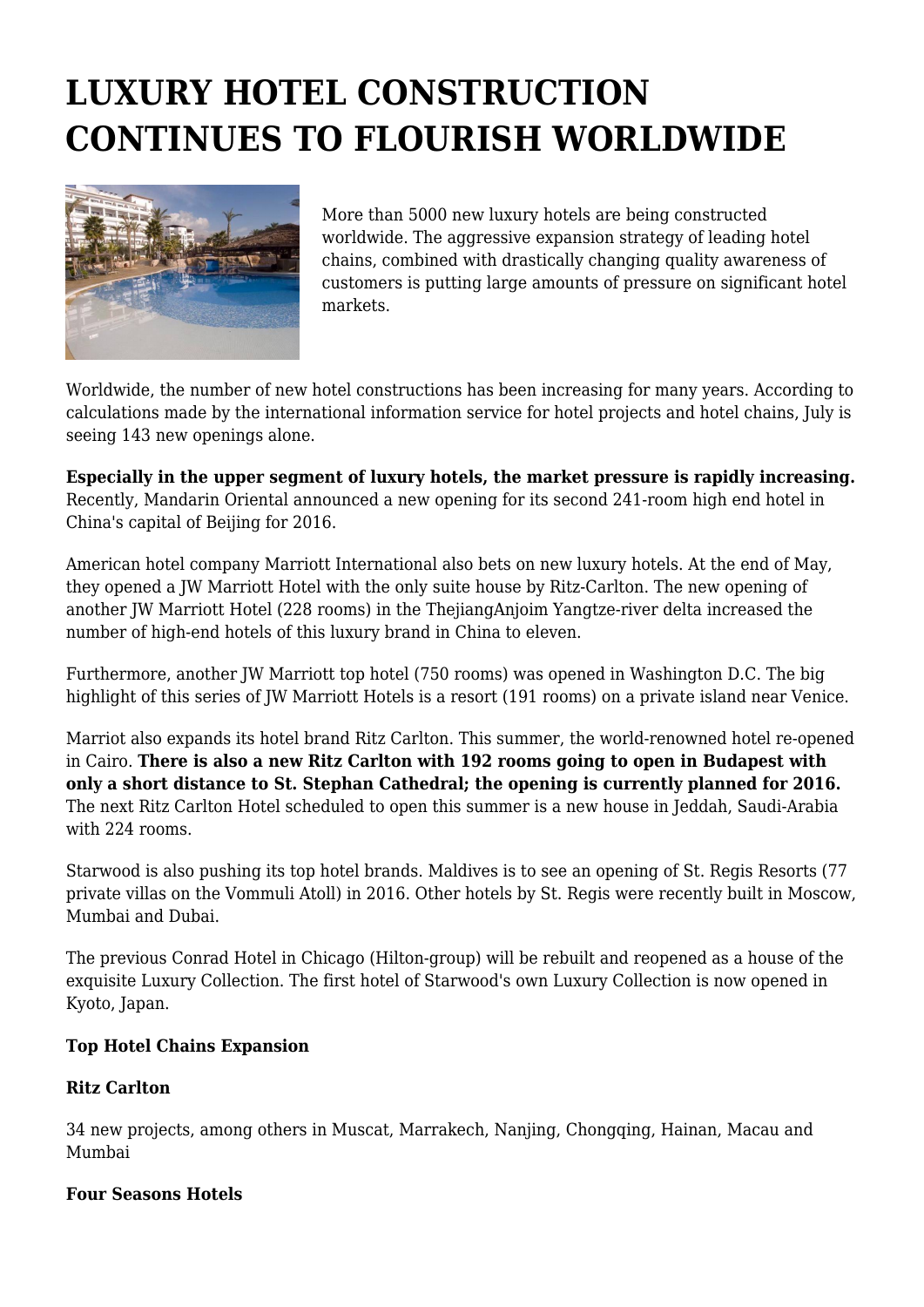# LUXURY HOTEL CONSTRUCTION CONTINUES TO FLOURISH WORLDWIDE

More than 5000 new luxury hotels are being constructed worldwide. The aggressive expansion strategy of leading hotel chains, combined with drastically changing quality awareness of customers is putting large amounts of pressure on significant hotel markets.

Worldwide, the number of new hotel constructions has been increasing for many years. According to calculations made by the international information service for hotel projects and hotel chains, July is seeing 143 new openings alone.

**Especially in the upper segment of luxury hotels, the market pressure is rapidly increasing.** Recently, Mandarin Oriental announced a new opening for its second 241-room high end hotel in China's capital of Beijing for 2016.

American hotel company Marriott International also bets on new luxury hotels. At the end of May, they opened a JW Marriott Hotel with the only suite house by Ritz-Carlton. The new opening of another JW Marriott Hotel (228 rooms) in the ThejiangAnjoim Yangtze-river delta increased the number of high-end hotels of this luxury brand in China to eleven.

Furthermore, another JW Marriott top hotel (750 rooms) was opened in Washington D.C. The big highlight of this series of JW Marriott Hotels is a resort (191 rooms) on a private island near Venice.

Marriot also expands its hotel brand Ritz Carlton. This summer, the world-renowned hotel re-opened in Cairo. **There is also a new Ritz Carlton with 192 rooms going to open in Budapest with only a short distance to St. Stephan Cathedral; the opening is currently planned for 2016.** The next Ritz Carlton Hotel scheduled to open this summer is a new house in Jeddah, Saudi-Arabia with 224 rooms.

Starwood is also pushing its top hotel brands. Maldives is to see an opening of St. Regis Resorts (77 private villas on the Vommuli Atoll) in 2016. Other hotels by St. Regis were recently built in Moscow, Mumbai and Dubai.

The previous Conrad Hotel in Chicago (Hilton-group) will be rebuilt and reopened as a house of the exquisite Luxury Collection. The first hotel of Starwood's own Luxury Collection is now opened in Kyoto, Japan.

**Top Hotel Chains Expansion**

**Ritz Carlton**

34 new projects, among others in Muscat, Marrakech, Nanjing, Chongqing, Hainan, Macau and Mumbai

**Four Seasons Hotels**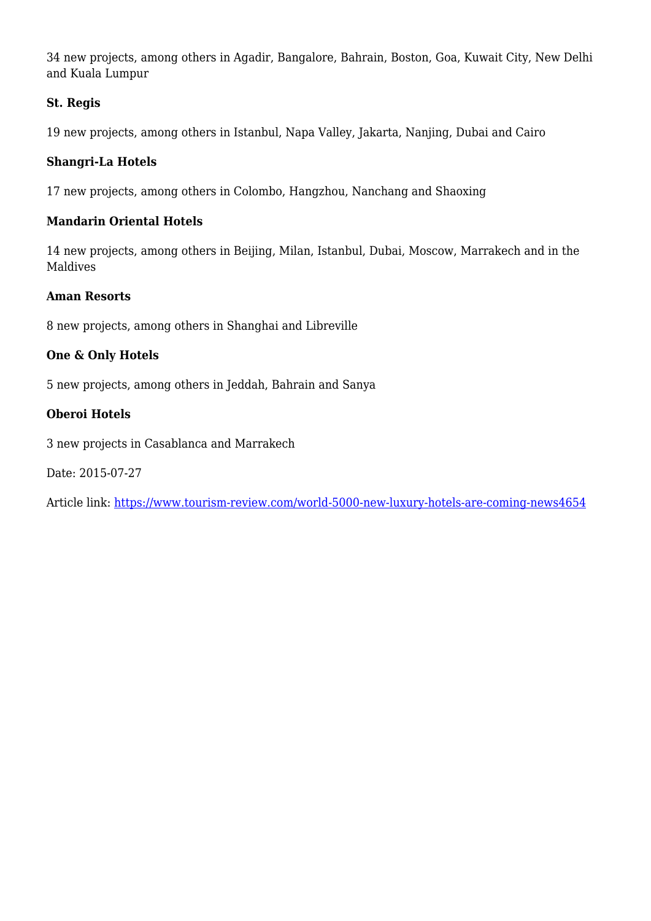34 new projects, among others in Agadir, Bangalore, Bahrain, Boston, Goa, Kuwait City, New Delhi and Kuala Lumpur

**St. Regis**

19 new projects, among others in Istanbul, Napa Valley, Jakarta, Nanjing, Dubai and Cairo

**Shangri-La Hotels**

17 new projects, among others in Colombo, Hangzhou, Nanchang and Shaoxing

**Mandarin Oriental Hotels**

14 new projects, among others in Beijing, Milan, Istanbul, Dubai, Moscow, Marrakech and in the Maldives

**Aman Resorts**

8 new projects, among others in Shanghai and Libreville

**One & Only Hotels**

5 new projects, among others in Jeddah, Bahrain and Sanya

**Oberoi Hotels**

3 new projects in Casablanca and Marrakech

Date: 2015-07-27

Article link: https://www.tourism-review.com/world-5000-new-luxury-hotels-are-coming-news4654